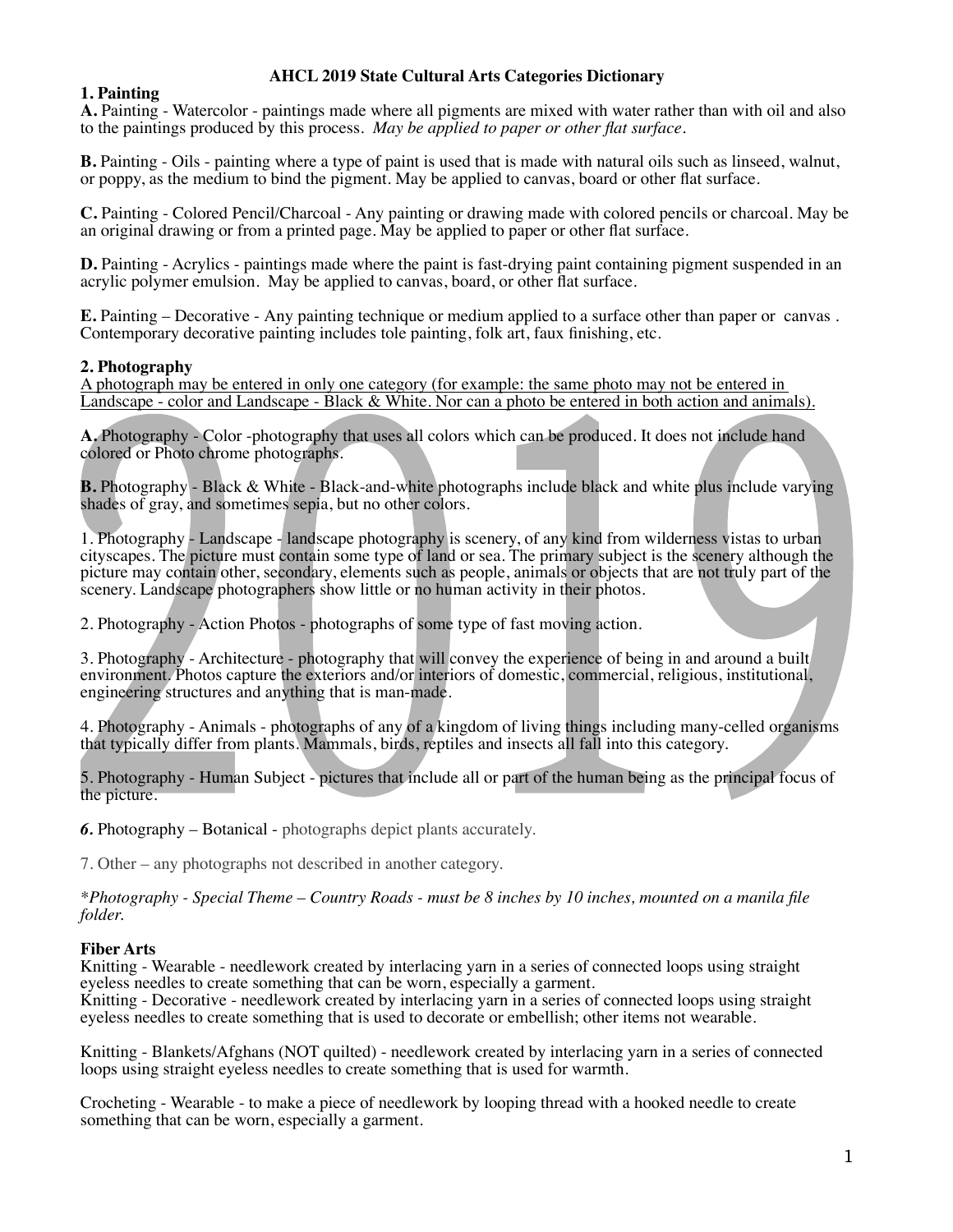# AHCL 2019 State Cultural Arts Categories Dictionary

## 1. Painting

**A.** Painting - Watercolor - paintings made where all pigments are mixed with water rather than with oil and also to the paintings produced by this process. *May be applied to paper or other flat surface.*

**B.** Painting - Oils - painting where a type of paint is used that is made with natural oils such as linseed, walnut, or poppy, as the medium to bind the pigment. May be applied to canvas, board or other flat surface.

**C.** Painting - Colored Pencil/Charcoal - Any painting or drawing made with colored pencils or charcoal. May be an original drawing or from a printed page. May be applied to paper or other flat surface.

**D.** Painting - Acrylics - paintings made where the paint is fast-drying paint containing pigment suspended in an acrylic polymer emulsion. May be applied to canvas, board, or other flat surface.

**E.** Painting – Decorative - Any painting technique or medium applied to a surface other than paper or canvas . Contemporary decorative painting includes tole painting, folk art, faux finishing, etc.

## 2. Photography

<u>A photograph may be entered in only one category (for example: the same photo may not be entered in Landscape - color and Landscape - Black & White. Nor can a photo be entered in both action and animals).</u>

**A.** Photography - Color -photography that uses all colors which can be produced. It does not include hand colored or Photo chrome photographs.

**B.** Photography - Black & White - Black-and-white photographs include black and white plus include varying shades of gray, and sometimes sepia, but no other colors.

1. Photography - Landscape - landscape photography is scenery, of any kind from wilderness vistas to urban cityscapes. The picture must contain some type of land or sea. The primary subject is the scenery although the picture may contain other, secondary, elements such as people, animals or objects that are not truly part of the scenery. Landscape photographers show little or no human activity in their photos.

2. Photography - Action Photos - photographs of some type of fast moving action.

3. Photography - Architecture - photography that will convey the experience of being in and around a built environment. Photos capture the exteriors and/or interiors of domestic, commercial, religious, institutional, engineering structures and anything that is man-made.

4. Photography - Animals - photographs of any of a kingdom of living things including many-celled organisms that typically differ from plants. Mammals, birds, reptiles and insects all fall into this category.

5. Photography - Human Subject - pictures that include all or part of the human being as the principal focus of the picture.

***6.*** Photography – Botanical - photographs depict plants accurately.

7. Other – any photographs not described in another category.

*\*Photography - Special Theme – Country Roads - must be 8 inches by 10 inches, mounted on a manila file folder.*

## Fiber Arts

Knitting - Wearable - needlework created by interlacing yarn in a series of connected loops using straight eyeless needles to create something that can be worn, especially a garment.
Knitting - Decorative - needlework created by interlacing yarn in a series of connected loops using straight eyeless needles to create something that is used to decorate or embellish; other items not wearable.

Knitting - Blankets/Afghans (NOT quilted) - needlework created by interlacing yarn in a series of connected loops using straight eyeless needles to create something that is used for warmth.

Crocheting - Wearable - to make a piece of needlework by looping thread with a hooked needle to create something that can be worn, especially a garment.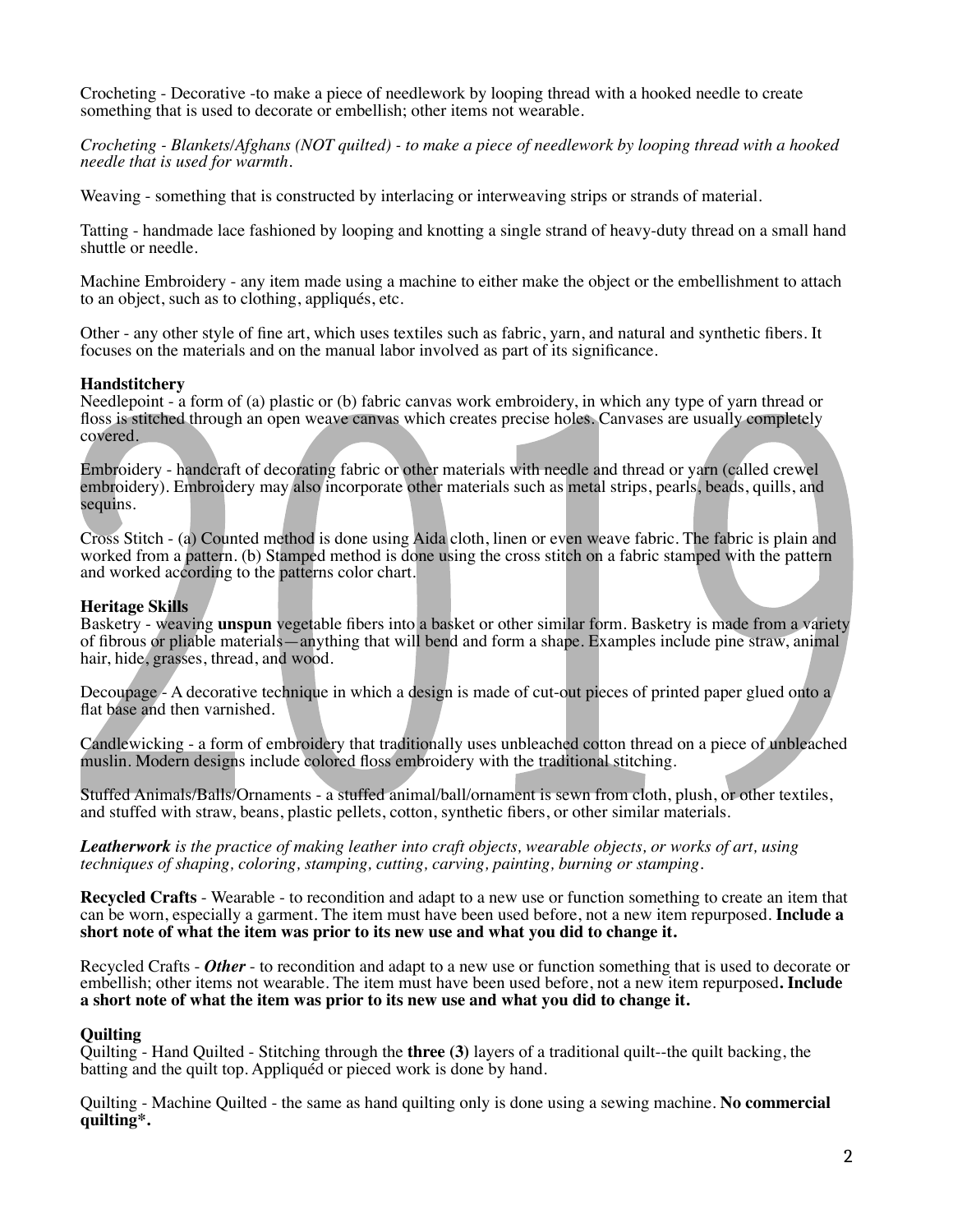Crocheting - Decorative -to make a piece of needlework by looping thread with a hooked needle to create something that is used to decorate or embellish; other items not wearable.

*Crocheting - Blankets/Afghans (NOT quilted) - to make a piece of needlework by looping thread with a hooked needle that is used for warmth.*

Weaving - something that is constructed by interlacing or interweaving strips or strands of material.

Tatting - handmade lace fashioned by looping and knotting a single strand of heavy-duty thread on a small hand shuttle or needle.

Machine Embroidery - any item made using a machine to either make the object or the embellishment to attach to an object, such as to clothing, appliqués, etc.

Other - any other style of fine art, which uses textiles such as fabric, yarn, and natural and synthetic fibers. It focuses on the materials and on the manual labor involved as part of its significance.

**Handstitchery**

Needlepoint - a form of (a) plastic or (b) fabric canvas work embroidery, in which any type of yarn thread or floss is stitched through an open weave canvas which creates precise holes. Canvases are usually completely covered.

Embroidery - handcraft of decorating fabric or other materials with needle and thread or yarn (called crewel embroidery). Embroidery may also incorporate other materials such as metal strips, pearls, beads, quills, and sequins.

Cross Stitch - (a) Counted method is done using Aida cloth, linen or even weave fabric. The fabric is plain and worked from a pattern. (b) Stamped method is done using the cross stitch on a fabric stamped with the pattern and worked according to the patterns color chart.

**Heritage Skills**

Basketry - weaving **unspun** vegetable fibers into a basket or other similar form. Basketry is made from a variety of fibrous or pliable materials—anything that will bend and form a shape. Examples include pine straw, animal hair, hide, grasses, thread, and wood.

Decoupage - A decorative technique in which a design is made of cut-out pieces of printed paper glued onto a flat base and then varnished.

Candlewicking - a form of embroidery that traditionally uses unbleached cotton thread on a piece of unbleached muslin. Modern designs include colored floss embroidery with the traditional stitching.

Stuffed Animals/Balls/Ornaments - a stuffed animal/ball/ornament is sewn from cloth, plush, or other textiles, and stuffed with straw, beans, plastic pellets, cotton, synthetic fibers, or other similar materials.

***Leatherwork*** *is the practice of making leather into craft objects, wearable objects, or works of art, using techniques of shaping, coloring, stamping, cutting, carving, painting, burning or stamping.*

**Recycled Crafts** - Wearable - to recondition and adapt to a new use or function something to create an item that can be worn, especially a garment. The item must have been used before, not a new item repurposed. **Include a short note of what the item was prior to its new use and what you did to change it.**

Recycled Crafts - ***Other*** - to recondition and adapt to a new use or function something that is used to decorate or embellish; other items not wearable. The item must have been used before, not a new item repurposed**. Include a short note of what the item was prior to its new use and what you did to change it.**

**Quilting**

Quilting - Hand Quilted - Stitching through the **three (3)** layers of a traditional quilt--the quilt backing, the batting and the quilt top. Appliquéd or pieced work is done by hand.

Quilting - Machine Quilted - the same as hand quilting only is done using a sewing machine. **No commercial quilting*.**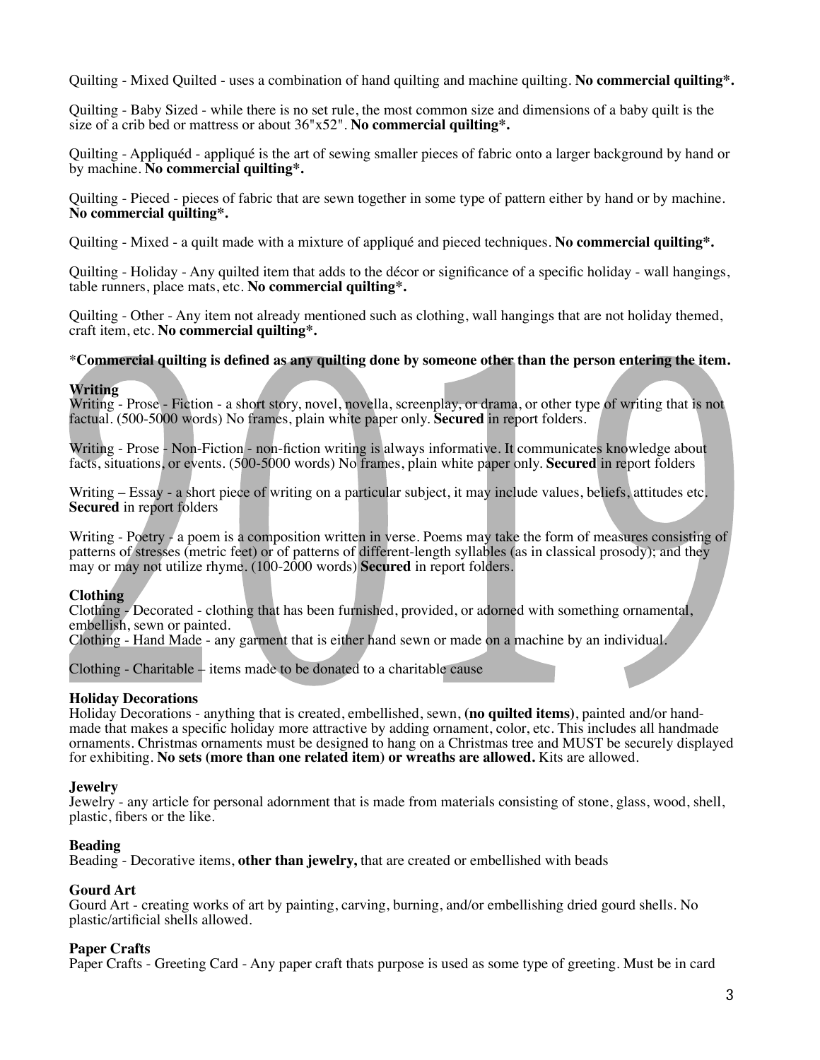Quilting - Mixed Quilted - uses a combination of hand quilting and machine quilting. **No commercial quilting*.**

Quilting - Baby Sized - while there is no set rule, the most common size and dimensions of a baby quilt is the size of a crib bed or mattress or about 36"x52". **No commercial quilting*.**

Quilting - Appliquéd - appliqué is the art of sewing smaller pieces of fabric onto a larger background by hand or by machine. **No commercial quilting*.**

Quilting - Pieced - pieces of fabric that are sewn together in some type of pattern either by hand or by machine. **No commercial quilting*.**

Quilting - Mixed - a quilt made with a mixture of appliqué and pieced techniques. **No commercial quilting*.**

Quilting - Holiday - Any quilted item that adds to the décor or significance of a specific holiday - wall hangings, table runners, place mats, etc. **No commercial quilting*.**

Quilting - Other - Any item not already mentioned such as clothing, wall hangings that are not holiday themed, craft item, etc. **No commercial quilting*.**

***Commercial quilting is defined as any quilting done by someone other than the person entering the item.**

**Writing**

Writing - Prose - Fiction - a short story, novel, novella, screenplay, or drama, or other type of writing that is not factual. (500-5000 words) No frames, plain white paper only. **Secured** in report folders.

Writing - Prose - Non-Fiction - non-fiction writing is always informative. It communicates knowledge about facts, situations, or events. (500-5000 words) No frames, plain white paper only. **Secured** in report folders

Writing – Essay - a short piece of writing on a particular subject, it may include values, beliefs, attitudes etc. **Secured** in report folders

Writing - Poetry - a poem is a composition written in verse. Poems may take the form of measures consisting of patterns of stresses (metric feet) or of patterns of different-length syllables (as in classical prosody); and they may or may not utilize rhyme. (100-2000 words) **Secured** in report folders.

**Clothing**

Clothing - Decorated - clothing that has been furnished, provided, or adorned with something ornamental, embellish, sewn or painted.
Clothing - Hand Made - any garment that is either hand sewn or made on a machine by an individual.

Clothing - Charitable – items made to be donated to a charitable cause

**Holiday Decorations**

Holiday Decorations - anything that is created, embellished, sewn, **(no quilted items)**, painted and/or hand-made that makes a specific holiday more attractive by adding ornament, color, etc. This includes all handmade ornaments. Christmas ornaments must be designed to hang on a Christmas tree and MUST be securely displayed for exhibiting. **No sets (more than one related item) or wreaths are allowed.** Kits are allowed.

**Jewelry**

Jewelry - any article for personal adornment that is made from materials consisting of stone, glass, wood, shell, plastic, fibers or the like.

**Beading**

Beading - Decorative items, **other than jewelry,** that are created or embellished with beads

**Gourd Art**

Gourd Art - creating works of art by painting, carving, burning, and/or embellishing dried gourd shells. No plastic/artificial shells allowed.

**Paper Crafts**

Paper Crafts - Greeting Card - Any paper craft thats purpose is used as some type of greeting. Must be in card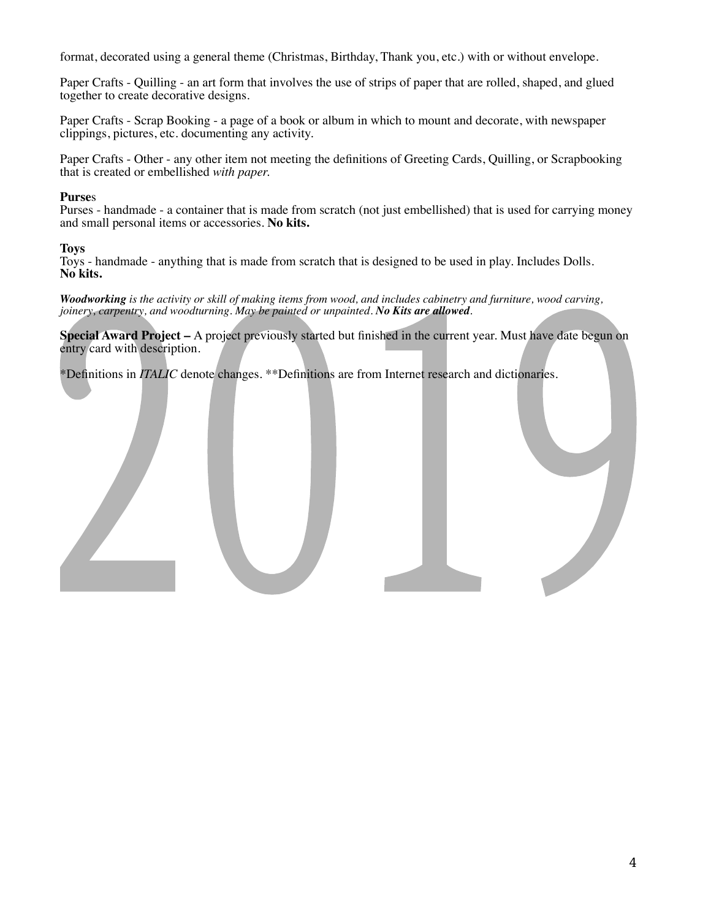format, decorated using a general theme (Christmas, Birthday, Thank you, etc.) with or without envelope.

Paper Crafts - Quilling - an art form that involves the use of strips of paper that are rolled, shaped, and glued together to create decorative designs.

Paper Crafts - Scrap Booking - a page of a book or album in which to mount and decorate, with newspaper clippings, pictures, etc. documenting any activity.

Paper Crafts - Other - any other item not meeting the definitions of Greeting Cards, Quilling, or Scrapbooking that is created or embellished *with paper.*

**Purse**s

Purses - handmade - a container that is made from scratch (not just embellished) that is used for carrying money and small personal items or accessories. **No kits.**

**Toys**

Toys - handmade - anything that is made from scratch that is designed to be used in play. Includes Dolls. **No kits.**

***Woodworking*** *is the activity or skill of making items from wood, and includes cabinetry and furniture, wood carving, joinery, carpentry, and woodturning. May be painted or unpainted.* ***No Kits are allowed***.

**Special Award Project –** A project previously started but finished in the current year. Must have date begun on entry card with description.

*Definitions in *ITALIC* denote changes. **Definitions are from Internet research and dictionaries.